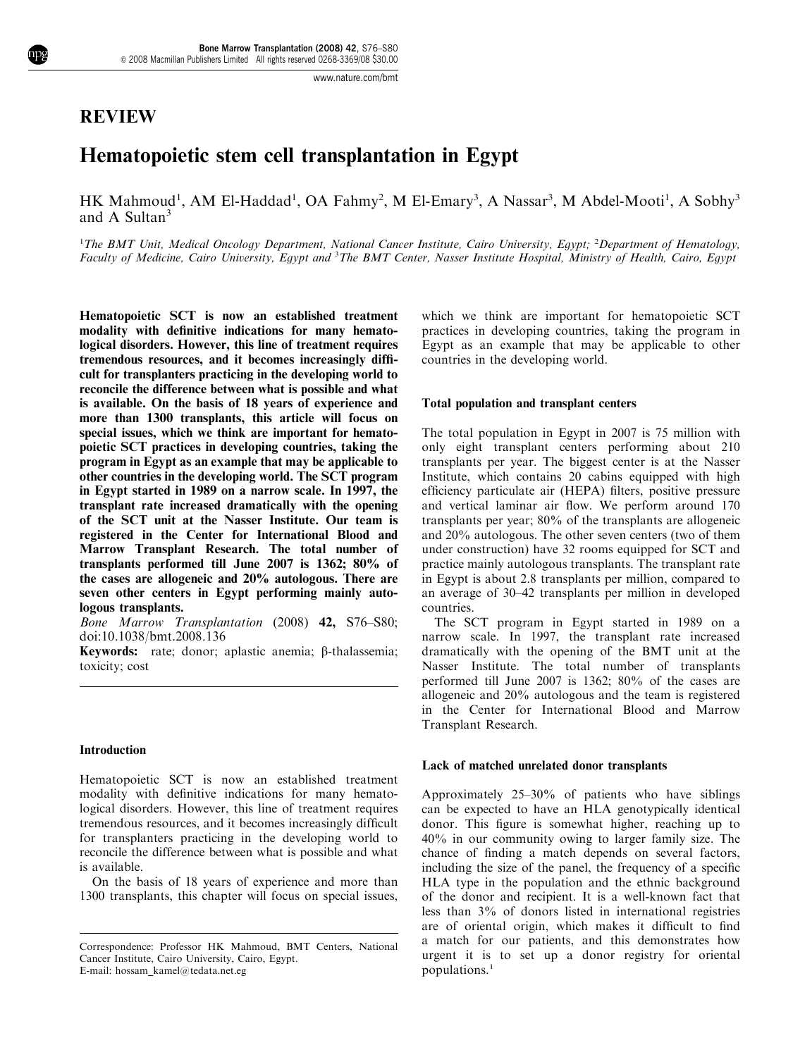## REVIEW

# Hematopoietic stem cell transplantation in Egypt

HK Mahmoud[1], AM El-Haddad[1], OA Fahmy[2], M El-Emary[3], A Nassar[3], M Abdel-Mooti[1], A Sobhy[3] and A Sultan[3]

[1]The BMT Unit, Medical Oncology Department, National Cancer Institute, Cairo University, Egypt; [2]Department of Hematology, Faculty of Medicine, Cairo University, Egypt and [3]The BMT Center, Nasser Institute Hospital, Ministry of Health, Cairo, Egypt

**Hematopoietic SCT is now an established treatment modality with definitive indications for many hematological disorders. However, this line of treatment requires tremendous resources, and it becomes increasingly difficult for transplanters practicing in the developing world to reconcile the difference between what is possible and what is available. On the basis of 18 years of experience and more than 1300 transplants, this article will focus on special issues, which we think are important for hematopoietic SCT practices in developing countries, taking the program in Egypt as an example that may be applicable to other countries in the developing world. The SCT program in Egypt started in 1989 on a narrow scale. In 1997, the transplant rate increased dramatically with the opening of the SCT unit at the Nasser Institute. Our team is registered in the Center for International Blood and Marrow Transplant Research. The total number of transplants performed till June 2007 is 1362; 80% of the cases are allogeneic and 20% autologous. There are seven other centers in Egypt performing mainly autologous transplants.**

*Bone Marrow Transplantation* (2008) **42,** S76–S80; doi:10.1038/bmt.2008.136

**Keywords:** rate; donor; aplastic anemia; β-thalassemia; toxicity; cost

### Introduction

Hematopoietic SCT is now an established treatment modality with definitive indications for many hematological disorders. However, this line of treatment requires tremendous resources, and it becomes increasingly difficult for transplanters practicing in the developing world to reconcile the difference between what is possible and what is available.

On the basis of 18 years of experience and more than 1300 transplants, this chapter will focus on special issues, which we think are important for hematopoietic SCT practices in developing countries, taking the program in Egypt as an example that may be applicable to other countries in the developing world.

### Total population and transplant centers

The total population in Egypt in 2007 is 75 million with only eight transplant centers performing about 210 transplants per year. The biggest center is at the Nasser Institute, which contains 20 cabins equipped with high efficiency particulate air (HEPA) filters, positive pressure and vertical laminar air flow. We perform around 170 transplants per year; 80% of the transplants are allogeneic and 20% autologous. The other seven centers (two of them under construction) have 32 rooms equipped for SCT and practice mainly autologous transplants. The transplant rate in Egypt is about 2.8 transplants per million, compared to an average of 30–42 transplants per million in developed countries.

The SCT program in Egypt started in 1989 on a narrow scale. In 1997, the transplant rate increased dramatically with the opening of the BMT unit at the Nasser Institute. The total number of transplants performed till June 2007 is 1362; 80% of the cases are allogeneic and 20% autologous and the team is registered in the Center for International Blood and Marrow Transplant Research.

### Lack of matched unrelated donor transplants

Approximately 25–30% of patients who have siblings can be expected to have an HLA genotypically identical donor. This figure is somewhat higher, reaching up to 40% in our community owing to larger family size. The chance of finding a match depends on several factors, including the size of the panel, the frequency of a specific HLA type in the population and the ethnic background of the donor and recipient. It is a well-known fact that less than 3% of donors listed in international registries are of oriental origin, which makes it difficult to find a match for our patients, and this demonstrates how urgent it is to set up a donor registry for oriental populations.[1]

Correspondence: Professor HK Mahmoud, BMT Centers, National Cancer Institute, Cairo University, Cairo, Egypt.
E-mail: hossam_kamel@tedata.net.eg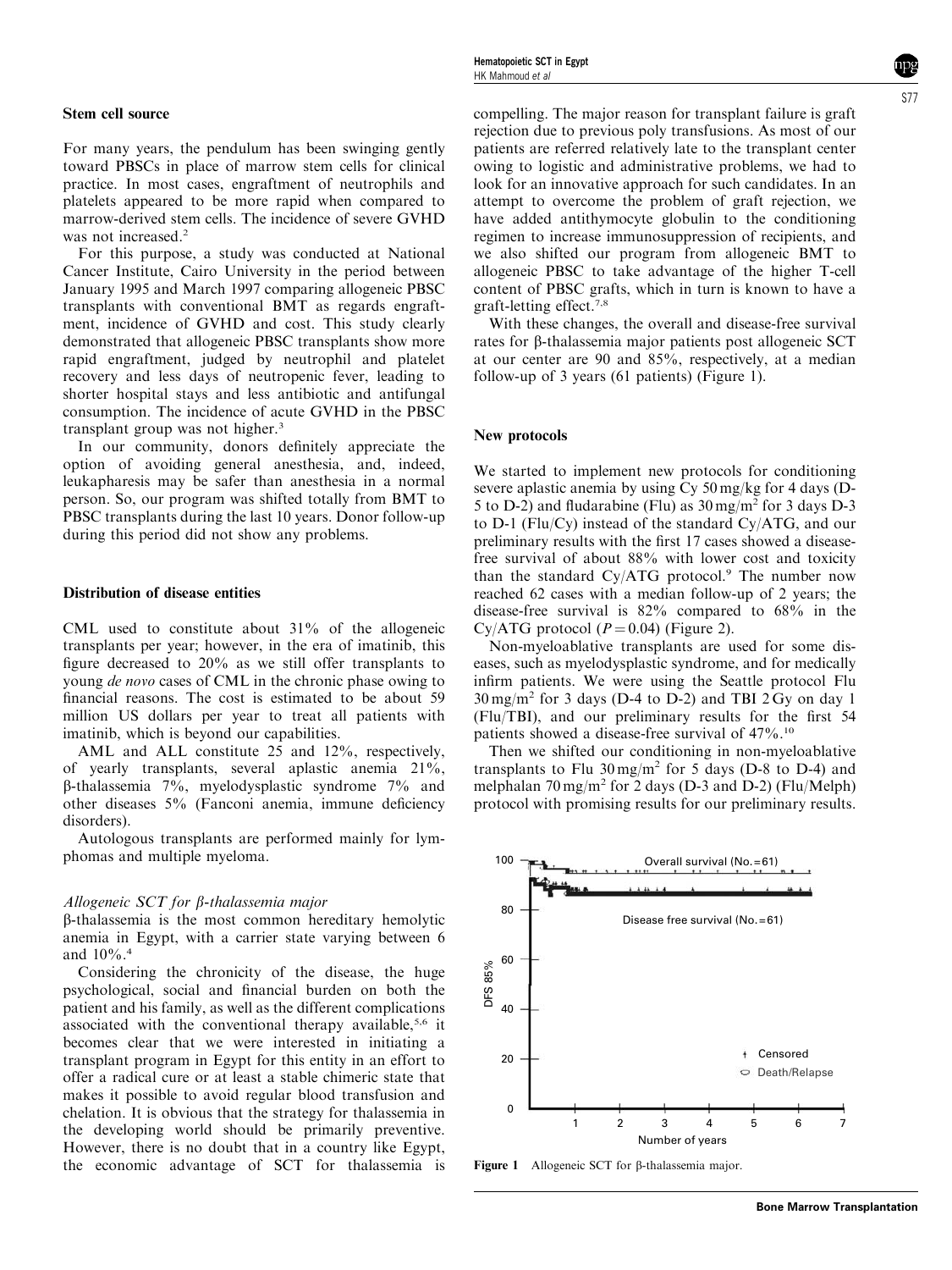### Stem cell source

For many years, the pendulum has been swinging gently toward PBSCs in place of marrow stem cells for clinical practice. In most cases, engraftment of neutrophils and platelets appeared to be more rapid when compared to marrow-derived stem cells. The incidence of severe GVHD was not increased.[2]

For this purpose, a study was conducted at National Cancer Institute, Cairo University in the period between January 1995 and March 1997 comparing allogeneic PBSC transplants with conventional BMT as regards engraftment, incidence of GVHD and cost. This study clearly demonstrated that allogeneic PBSC transplants show more rapid engraftment, judged by neutrophil and platelet recovery and less days of neutropenic fever, leading to shorter hospital stays and less antibiotic and antifungal consumption. The incidence of acute GVHD in the PBSC transplant group was not higher.[3]

In our community, donors definitely appreciate the option of avoiding general anesthesia, and, indeed, leukapharesis may be safer than anesthesia in a normal person. So, our program was shifted totally from BMT to PBSC transplants during the last 10 years. Donor follow-up during this period did not show any problems.

### Distribution of disease entities

CML used to constitute about 31% of the allogeneic transplants per year; however, in the era of imatinib, this figure decreased to 20% as we still offer transplants to young *de novo* cases of CML in the chronic phase owing to financial reasons. The cost is estimated to be about 59 million US dollars per year to treat all patients with imatinib, which is beyond our capabilities.

AML and ALL constitute 25 and 12%, respectively, of yearly transplants, several aplastic anemia 21%, β-thalassemia 7%, myelodysplastic syndrome 7% and other diseases 5% (Fanconi anemia, immune deficiency disorders).

Autologous transplants are performed mainly for lymphomas and multiple myeloma.

#### *Allogeneic SCT for β-thalassemia major*

β-thalassemia is the most common hereditary hemolytic anemia in Egypt, with a carrier state varying between 6 and 10%.[4]

Considering the chronicity of the disease, the huge psychological, social and financial burden on both the patient and his family, as well as the different complications associated with the conventional therapy available,[5,6] it becomes clear that we were interested in initiating a transplant program in Egypt for this entity in an effort to offer a radical cure or at least a stable chimeric state that makes it possible to avoid regular blood transfusion and chelation. It is obvious that the strategy for thalassemia in the developing world should be primarily preventive. However, there is no doubt that in a country like Egypt, the economic advantage of SCT for thalassemia is compelling. The major reason for transplant failure is graft rejection due to previous poly transfusions. As most of our patients are referred relatively late to the transplant center owing to logistic and administrative problems, we had to look for an innovative approach for such candidates. In an attempt to overcome the problem of graft rejection, we have added antithymocyte globulin to the conditioning regimen to increase immunosuppression of recipients, and we also shifted our program from allogeneic BMT to allogeneic PBSC to take advantage of the higher T-cell content of PBSC grafts, which in turn is known to have a graft-letting effect.[7,8]

With these changes, the overall and disease-free survival rates for β-thalassemia major patients post allogeneic SCT at our center are 90 and 85%, respectively, at a median follow-up of 3 years (61 patients) (Figure 1).

### New protocols

We started to implement new protocols for conditioning severe aplastic anemia by using Cy 50 mg/kg for 4 days (D-5 to D-2) and fludarabine (Flu) as 30 mg/m$^2$ for 3 days D-3 to D-1 (Flu/Cy) instead of the standard Cy/ATG, and our preliminary results with the first 17 cases showed a disease-free survival of about 88% with lower cost and toxicity than the standard Cy/ATG protocol.[9] The number now reached 62 cases with a median follow-up of 2 years; the disease-free survival is 82% compared to 68% in the Cy/ATG protocol ($P = 0.04$) (Figure 2).

Non-myeloablative transplants are used for some diseases, such as myelodysplastic syndrome, and for medically infirm patients. We were using the Seattle protocol Flu 30 mg/m$^2$ for 3 days (D-4 to D-2) and TBI 2 Gy on day 1 (Flu/TBI), and our preliminary results for the first 54 patients showed a disease-free survival of 47%.[10]

Then we shifted our conditioning in non-myeloablative transplants to Flu 30 mg/m$^2$ for 5 days (D-8 to D-4) and melphalan 70 mg/m$^2$ for 2 days (D-3 and D-2) (Flu/Melph) protocol with promising results for our preliminary results.

Figure 1 Allogeneic SCT for β-thalassemia major.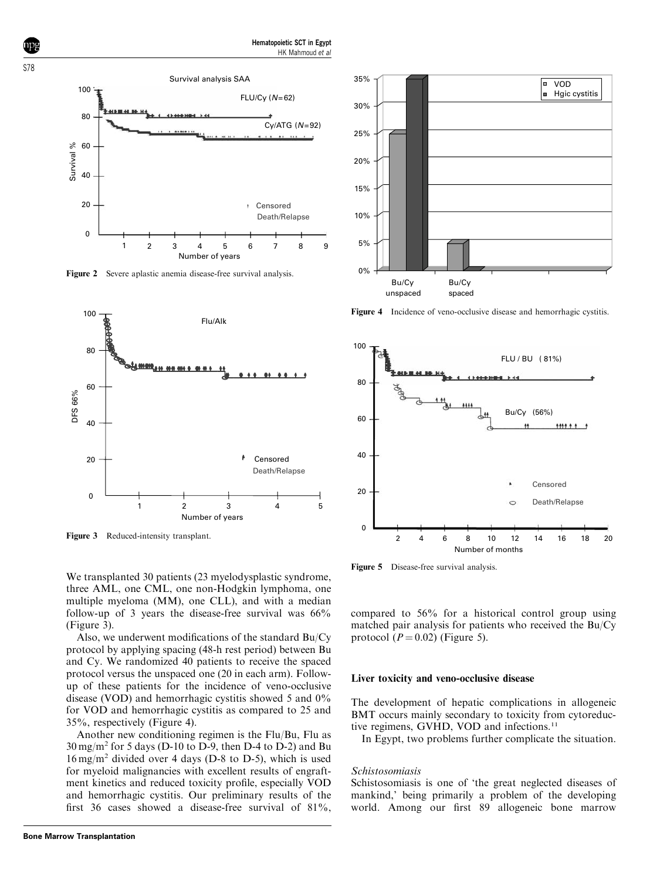Figure 2 Severe aplastic anemia disease-free survival analysis.

Figure 3 Reduced-intensity transplant.

Figure 4 Incidence of veno-occlusive disease and hemorrhagic cystitis.

Figure 5 Disease-free survival analysis.

We transplanted 30 patients (23 myelodysplastic syndrome, three AML, one CML, one non-Hodgkin lymphoma, one multiple myeloma (MM), one CLL), and with a median follow-up of 3 years the disease-free survival was 66% (Figure 3).

Also, we underwent modifications of the standard Bu/Cy protocol by applying spacing (48-h rest period) between Bu and Cy. We randomized 40 patients to receive the spaced protocol versus the unspaced one (20 in each arm). Follow-up of these patients for the incidence of veno-occlusive disease (VOD) and hemorrhagic cystitis showed 5 and 0% for VOD and hemorrhagic cystitis as compared to 25 and 35%, respectively (Figure 4).

Another new conditioning regimen is the Flu/Bu, Flu as 30 mg/m$^2$ for 5 days (D-10 to D-9, then D-4 to D-2) and Bu 16 mg/m$^2$ divided over 4 days (D-8 to D-5), which is used for myeloid malignancies with excellent results of engraftment kinetics and reduced toxicity profile, especially VOD and hemorrhagic cystitis. Our preliminary results of the first 36 cases showed a disease-free survival of 81%, compared to 56% for a historical control group using matched pair analysis for patients who received the Bu/Cy protocol ($P = 0.02$) (Figure 5).

## Liver toxicity and veno-occlusive disease

The development of hepatic complications in allogeneic BMT occurs mainly secondary to toxicity from cytoreductive regimens, GVHD, VOD and infections.[11]

In Egypt, two problems further complicate the situation.

*Schistosomiasis*

Schistosomiasis is one of 'the great neglected diseases of mankind,' being primarily a problem of the developing world. Among our first 89 allogeneic bone marrow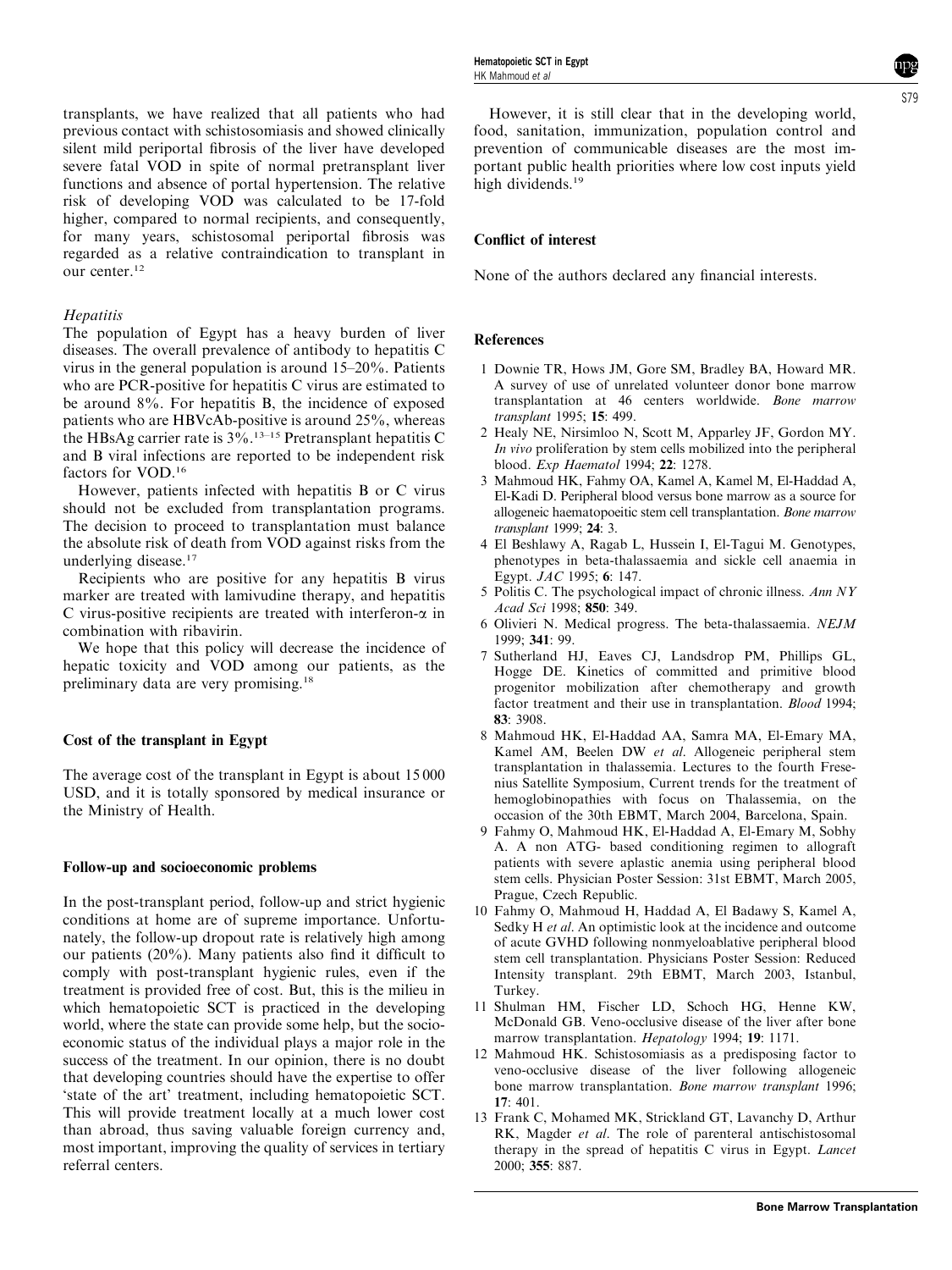transplants, we have realized that all patients who had previous contact with schistosomiasis and showed clinically silent mild periportal fibrosis of the liver have developed severe fatal VOD in spite of normal pretransplant liver functions and absence of portal hypertension. The relative risk of developing VOD was calculated to be 17-fold higher, compared to normal recipients, and consequently, for many years, schistosomal periportal fibrosis was regarded as a relative contraindication to transplant in our center.[12]

### *Hepatitis*

The population of Egypt has a heavy burden of liver diseases. The overall prevalence of antibody to hepatitis C virus in the general population is around 15–20%. Patients who are PCR-positive for hepatitis C virus are estimated to be around 8%. For hepatitis B, the incidence of exposed patients who are HBVcAb-positive is around 25%, whereas the HBsAg carrier rate is 3%.[13–15] Pretransplant hepatitis C and B viral infections are reported to be independent risk factors for VOD.[16]

However, patients infected with hepatitis B or C virus should not be excluded from transplantation programs. The decision to proceed to transplantation must balance the absolute risk of death from VOD against risks from the underlying disease.[17]

Recipients who are positive for any hepatitis B virus marker are treated with lamivudine therapy, and hepatitis C virus-positive recipients are treated with interferon-$\alpha$ in combination with ribavirin.

We hope that this policy will decrease the incidence of hepatic toxicity and VOD among our patients, as the preliminary data are very promising.[18]

## Cost of the transplant in Egypt

The average cost of the transplant in Egypt is about 15 000 USD, and it is totally sponsored by medical insurance or the Ministry of Health.

## Follow-up and socioeconomic problems

In the post-transplant period, follow-up and strict hygienic conditions at home are of supreme importance. Unfortunately, the follow-up dropout rate is relatively high among our patients (20%). Many patients also find it difficult to comply with post-transplant hygienic rules, even if the treatment is provided free of cost. But, this is the milieu in which hematopoietic SCT is practiced in the developing world, where the state can provide some help, but the socioeconomic status of the individual plays a major role in the success of the treatment. In our opinion, there is no doubt that developing countries should have the expertise to offer 'state of the art' treatment, including hematopoietic SCT. This will provide treatment locally at a much lower cost than abroad, thus saving valuable foreign currency and, most important, improving the quality of services in tertiary referral centers.

However, it is still clear that in the developing world, food, sanitation, immunization, population control and prevention of communicable diseases are the most important public health priorities where low cost inputs yield high dividends.[19]

## Conflict of interest

None of the authors declared any financial interests.

## References

1. Downie TR, Hows JM, Gore SM, Bradley BA, Howard MR. A survey of use of unrelated volunteer donor bone marrow transplantation at 46 centers worldwide. *Bone marrow transplant* 1995; **15**: 499.
2. Healy NE, Nirsimloo N, Scott M, Apparley JF, Gordon MY. *In vivo* proliferation by stem cells mobilized into the peripheral blood. *Exp Haematol* 1994; **22**: 1278.
3. Mahmoud HK, Fahmy OA, Kamel A, Kamel M, El-Haddad A, El-Kadi D. Peripheral blood versus bone marrow as a source for allogeneic haematopoeitic stem cell transplantation. *Bone marrow transplant* 1999; **24**: 3.
4. El Beshlawy A, Ragab L, Hussein I, El-Tagui M. Genotypes, phenotypes in beta-thalassaemia and sickle cell anaemia in Egypt. *JAC* 1995; **6**: 147.
5. Politis C. The psychological impact of chronic illness. *Ann NY Acad Sci* 1998; **850**: 349.
6. Olivieri N. Medical progress. The beta-thalassaemia. *NEJM* 1999; **341**: 99.
7. Sutherland HJ, Eaves CJ, Landsdrop PM, Phillips GL, Hogge DE. Kinetics of committed and primitive blood progenitor mobilization after chemotherapy and growth factor treatment and their use in transplantation. *Blood* 1994; **83**: 3908.
8. Mahmoud HK, El-Haddad AA, Samra MA, El-Emary MA, Kamel AM, Beelen DW *et al*. Allogeneic peripheral stem transplantation in thalassemia. Lectures to the fourth Fresenius Satellite Symposium, Current trends for the treatment of hemoglobinopathies with focus on Thalassemia, on the occasion of the 30th EBMT, March 2004, Barcelona, Spain.
9. Fahmy O, Mahmoud HK, El-Haddad A, El-Emary M, Sobhy A. A non ATG- based conditioning regimen to allograft patients with severe aplastic anemia using peripheral blood stem cells. Physician Poster Session: 31st EBMT, March 2005, Prague, Czech Republic.
10. Fahmy O, Mahmoud H, Haddad A, El Badawy S, Kamel A, Sedky H *et al*. An optimistic look at the incidence and outcome of acute GVHD following nonmyeloablative peripheral blood stem cell transplantation. Physicians Poster Session: Reduced Intensity transplant. 29th EBMT, March 2003, Istanbul, Turkey.
11. Shulman HM, Fischer LD, Schoch HG, Henne KW, McDonald GB. Veno-occlusive disease of the liver after bone marrow transplantation. *Hepatology* 1994; **19**: 1171.
12. Mahmoud HK. Schistosomiasis as a predisposing factor to veno-occlusive disease of the liver following allogeneic bone marrow transplantation. *Bone marrow transplant* 1996; **17**: 401.
13. Frank C, Mohamed MK, Strickland GT, Lavanchy D, Arthur RK, Magder *et al*. The role of parenteral antischistosomal therapy in the spread of hepatitis C virus in Egypt. *Lancet* 2000; **355**: 887.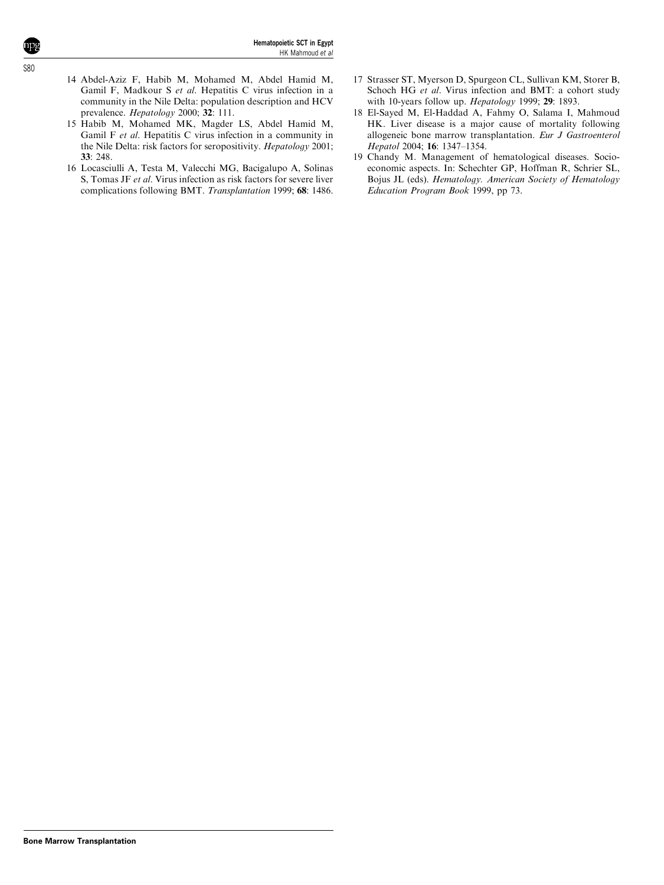14 Abdel-Aziz F, Habib M, Mohamed M, Abdel Hamid M, Gamil F, Madkour S *et al*. Hepatitis C virus infection in a community in the Nile Delta: population description and HCV prevalence. *Hepatology* 2000; **32**: 111.

15 Habib M, Mohamed MK, Magder LS, Abdel Hamid M, Gamil F *et al*. Hepatitis C virus infection in a community in the Nile Delta: risk factors for seropositivity. *Hepatology* 2001; **33**: 248.

16 Locasciulli A, Testa M, Valecchi MG, Bacigalupo A, Solinas S, Tomas JF *et al*. Virus infection as risk factors for severe liver complications following BMT. *Transplantation* 1999; **68**: 1486.

17 Strasser ST, Myerson D, Spurgeon CL, Sullivan KM, Storer B, Schoch HG *et al*. Virus infection and BMT: a cohort study with 10-years follow up. *Hepatology* 1999; **29**: 1893.

18 El-Sayed M, El-Haddad A, Fahmy O, Salama I, Mahmoud HK. Liver disease is a major cause of mortality following allogeneic bone marrow transplantation. *Eur J Gastroenterol Hepatol* 2004; **16**: 1347–1354.

19 Chandy M. Management of hematological diseases. Socio-economic aspects. In: Schechter GP, Hoffman R, Schrier SL, Bojus JL (eds). *Hematology. American Society of Hematology Education Program Book* 1999, pp 73.